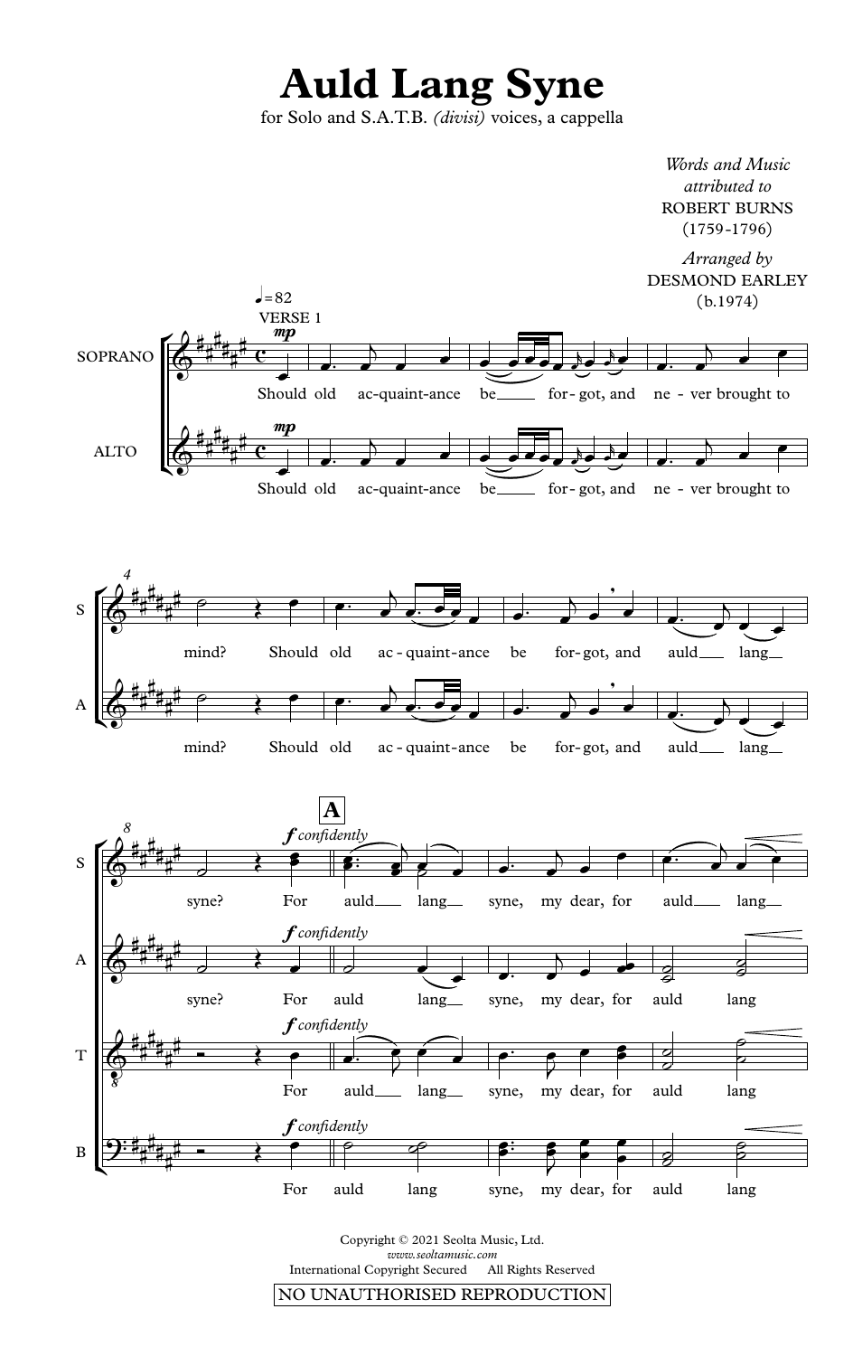# Auld Lang Syne

for Solo and S.A.T.B. *(divisi)* voices, a cappella

*Words and Music attributed to*
ROBERT BURNS
(1759-1796)

*Arranged by*
DESMOND EARLEY
(b.1974)

Copyright © 2021 Seolta Music, Ltd.
*www.seoltamusic.com*
International Copyright Secured All Rights Reserved

NO UNAUTHORISED REPRODUCTION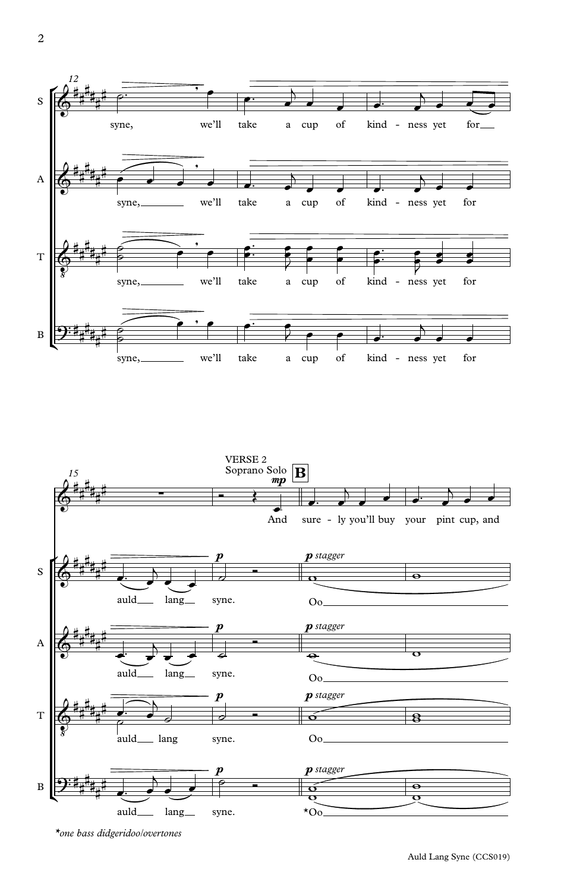*one bass didgeridoo/overtones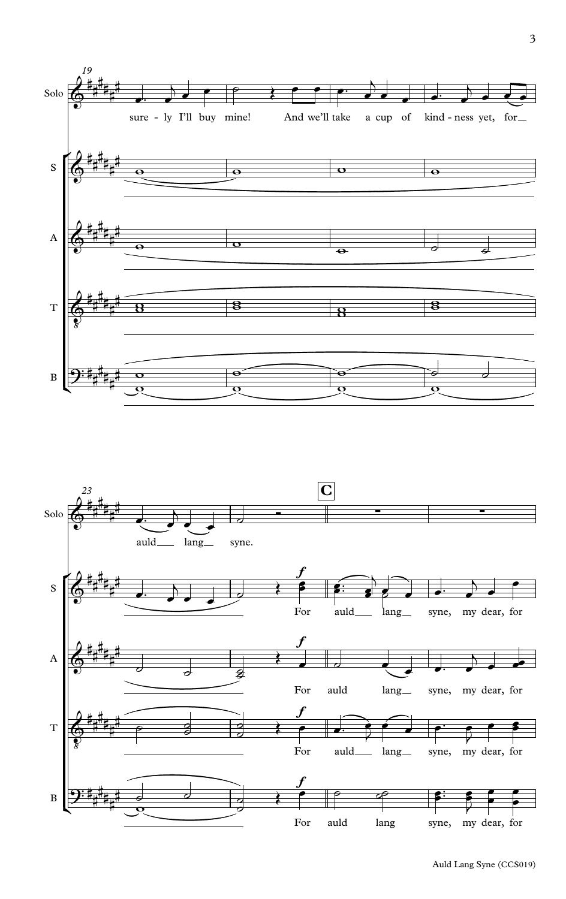19

**Solo:** sure - ly I'll buy mine! And we'll take a cup of kind - ness yet, for auld lang syne.

23

**C**

*f*

**S:** For auld lang syne, my dear, for

**A:** For auld lang syne, my dear, for

**T:** For auld lang syne, my dear, for

**B:** For auld lang syne, my dear, for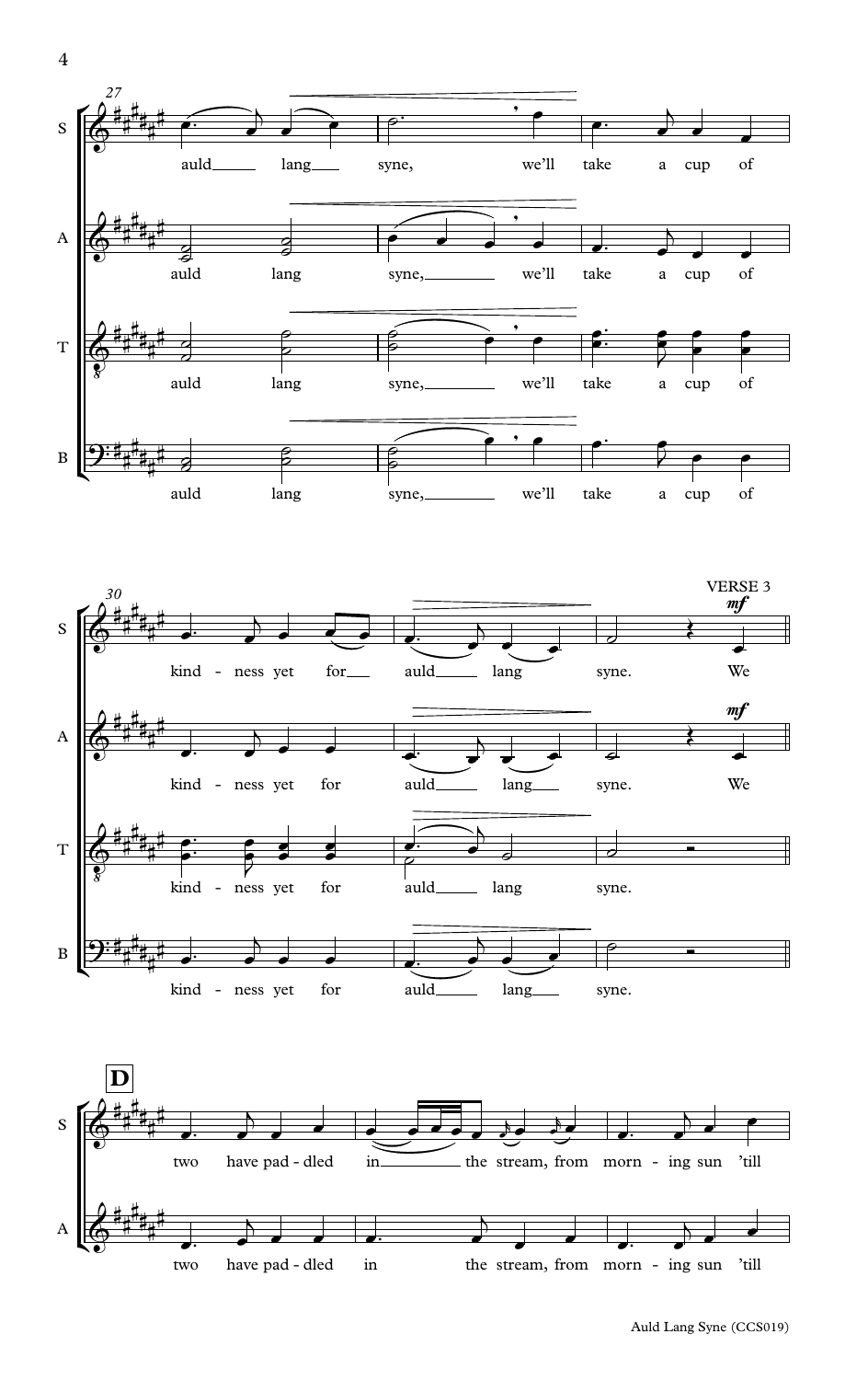27

S: auld lang syne, we'll take a cup of

A: auld lang syne, we'll take a cup of

T: auld lang syne, we'll take a cup of

B: auld lang syne, we'll take a cup of

30

VERSE 3

S: kind - ness yet for auld lang syne. We

A: kind - ness yet for auld lang syne. We

T: kind - ness yet for auld lang syne.

B: kind - ness yet for auld lang syne.

**D**

S: two have pad - dled in the stream, from morn - ing sun 'till

A: two have pad - dled in the stream, from morn - ing sun 'till